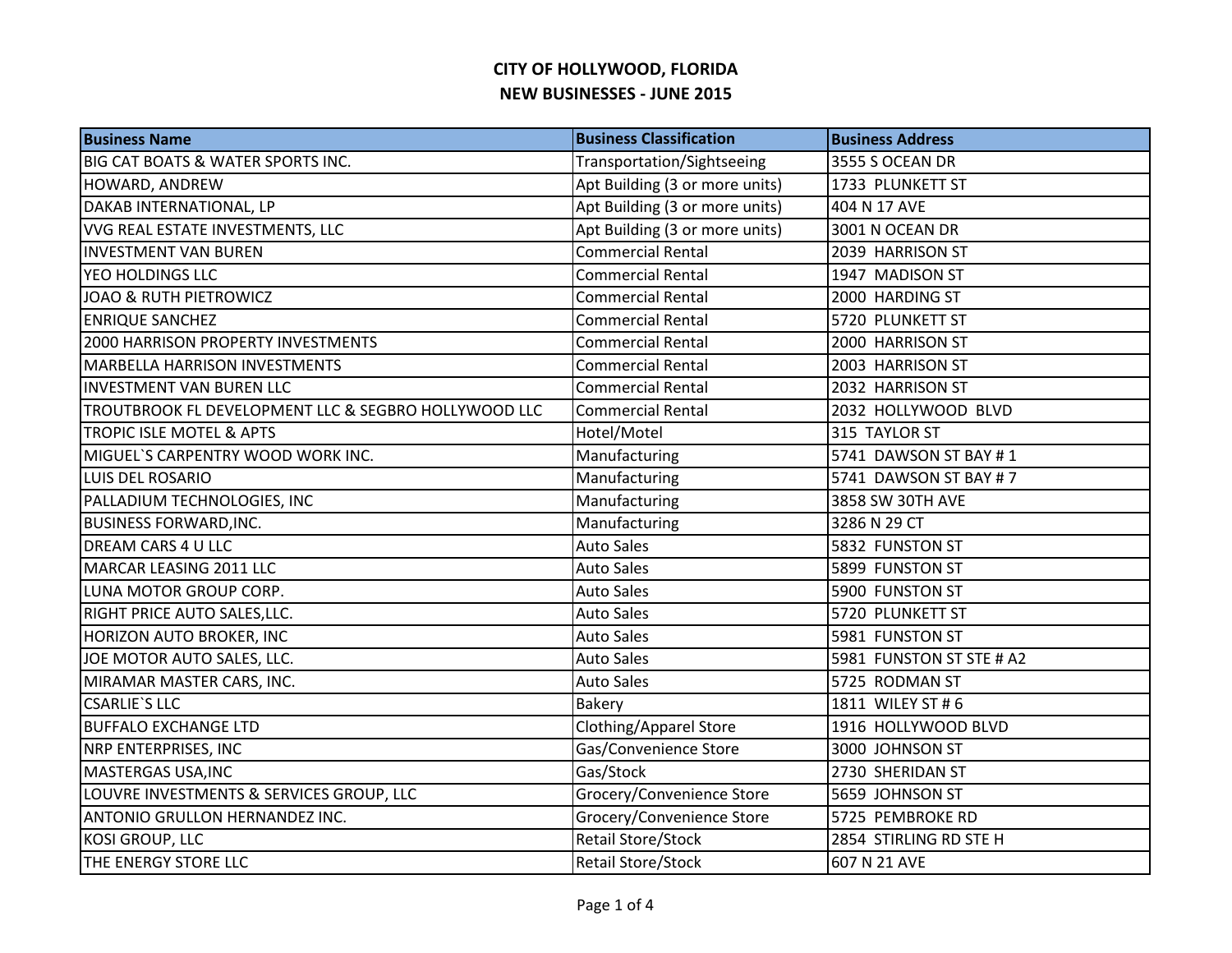# CITY OF HOLLYWOOD, FLORIDA
## NEW BUSINESSES - JUNE 2015

| Business Name | Business Classification | Business Address |
|---|---|---|
| BIG CAT BOATS & WATER SPORTS INC. | Transportation/Sightseeing | 3555 S OCEAN DR |
| HOWARD, ANDREW | Apt Building (3 or more units) | 1733 PLUNKETT ST |
| DAKAB INTERNATIONAL, LP | Apt Building (3 or more units) | 404 N 17 AVE |
| VVG REAL ESTATE INVESTMENTS, LLC | Apt Building (3 or more units) | 3001 N OCEAN DR |
| INVESTMENT VAN BUREN | Commercial Rental | 2039 HARRISON ST |
| YEO HOLDINGS LLC | Commercial Rental | 1947 MADISON ST |
| JOAO & RUTH PIETROWICZ | Commercial Rental | 2000 HARDING ST |
| ENRIQUE SANCHEZ | Commercial Rental | 5720 PLUNKETT ST |
| 2000 HARRISON PROPERTY INVESTMENTS | Commercial Rental | 2000 HARRISON ST |
| MARBELLA HARRISON INVESTMENTS | Commercial Rental | 2003 HARRISON ST |
| INVESTMENT VAN BUREN LLC | Commercial Rental | 2032 HARRISON ST |
| TROUTBROOK FL DEVELOPMENT LLC & SEGBRO HOLLYWOOD LLC | Commercial Rental | 2032 HOLLYWOOD BLVD |
| TROPIC ISLE MOTEL & APTS | Hotel/Motel | 315 TAYLOR ST |
| MIGUEL`S CARPENTRY WOOD WORK INC. | Manufacturing | 5741 DAWSON ST BAY # 1 |
| LUIS DEL ROSARIO | Manufacturing | 5741 DAWSON ST BAY # 7 |
| PALLADIUM TECHNOLOGIES, INC | Manufacturing | 3858 SW 30TH AVE |
| BUSINESS FORWARD,INC. | Manufacturing | 3286 N 29 CT |
| DREAM CARS 4 U LLC | Auto Sales | 5832 FUNSTON ST |
| MARCAR LEASING 2011 LLC | Auto Sales | 5899 FUNSTON ST |
| LUNA MOTOR GROUP CORP. | Auto Sales | 5900 FUNSTON ST |
| RIGHT PRICE AUTO SALES,LLC. | Auto Sales | 5720 PLUNKETT ST |
| HORIZON AUTO BROKER, INC | Auto Sales | 5981 FUNSTON ST |
| JOE MOTOR AUTO SALES, LLC. | Auto Sales | 5981 FUNSTON ST STE # A2 |
| MIRAMAR MASTER CARS, INC. | Auto Sales | 5725 RODMAN ST |
| CSARLIE`S LLC | Bakery | 1811 WILEY ST # 6 |
| BUFFALO EXCHANGE LTD | Clothing/Apparel Store | 1916 HOLLYWOOD BLVD |
| NRP ENTERPRISES, INC | Gas/Convenience Store | 3000 JOHNSON ST |
| MASTERGAS USA,INC | Gas/Stock | 2730 SHERIDAN ST |
| LOUVRE INVESTMENTS & SERVICES GROUP, LLC | Grocery/Convenience Store | 5659 JOHNSON ST |
| ANTONIO GRULLON HERNANDEZ INC. | Grocery/Convenience Store | 5725 PEMBROKE RD |
| KOSI GROUP, LLC | Retail Store/Stock | 2854 STIRLING RD STE H |
| THE ENERGY STORE LLC | Retail Store/Stock | 607 N 21 AVE |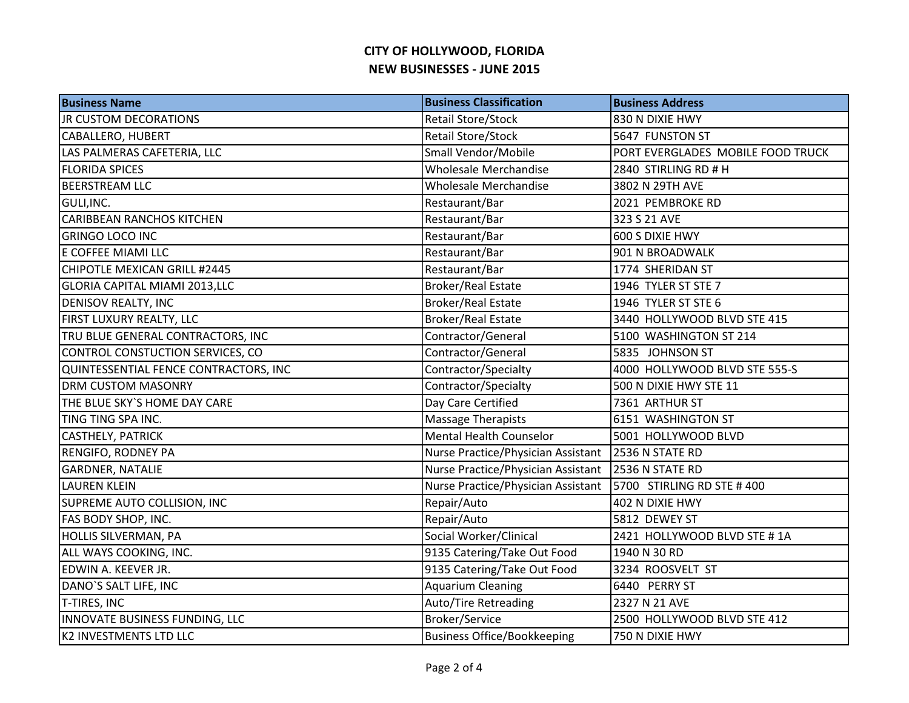# CITY OF HOLLYWOOD, FLORIDA
## NEW BUSINESSES - JUNE 2015

| Business Name | Business Classification | Business Address |
|---|---|---|
| JR CUSTOM DECORATIONS | Retail Store/Stock | 830 N DIXIE HWY |
| CABALLERO, HUBERT | Retail Store/Stock | 5647 FUNSTON ST |
| LAS PALMERAS CAFETERIA, LLC | Small Vendor/Mobile | PORT EVERGLADES MOBILE FOOD TRUCK |
| FLORIDA SPICES | Wholesale Merchandise | 2840 STIRLING RD # H |
| BEERSTREAM LLC | Wholesale Merchandise | 3802 N 29TH AVE |
| GULI,INC. | Restaurant/Bar | 2021 PEMBROKE RD |
| CARIBBEAN RANCHOS KITCHEN | Restaurant/Bar | 323 S 21 AVE |
| GRINGO LOCO INC | Restaurant/Bar | 600 S DIXIE HWY |
| E COFFEE MIAMI LLC | Restaurant/Bar | 901 N BROADWALK |
| CHIPOTLE MEXICAN GRILL #2445 | Restaurant/Bar | 1774 SHERIDAN ST |
| GLORIA CAPITAL MIAMI 2013,LLC | Broker/Real Estate | 1946 TYLER ST STE 7 |
| DENISOV REALTY, INC | Broker/Real Estate | 1946 TYLER ST STE 6 |
| FIRST LUXURY REALTY, LLC | Broker/Real Estate | 3440 HOLLYWOOD BLVD STE 415 |
| TRU BLUE GENERAL CONTRACTORS, INC | Contractor/General | 5100 WASHINGTON ST 214 |
| CONTROL CONSTUCTION SERVICES, CO | Contractor/General | 5835 JOHNSON ST |
| QUINTESSENTIAL FENCE CONTRACTORS, INC | Contractor/Specialty | 4000 HOLLYWOOD BLVD STE 555-S |
| DRM CUSTOM MASONRY | Contractor/Specialty | 500 N DIXIE HWY STE 11 |
| THE BLUE SKY`S HOME DAY CARE | Day Care Certified | 7361 ARTHUR ST |
| TING TING SPA INC. | Massage Therapists | 6151 WASHINGTON ST |
| CASTHELY, PATRICK | Mental Health Counselor | 5001 HOLLYWOOD BLVD |
| RENGIFO, RODNEY PA | Nurse Practice/Physician Assistant | 2536 N STATE RD |
| GARDNER, NATALIE | Nurse Practice/Physician Assistant | 2536 N STATE RD |
| LAUREN KLEIN | Nurse Practice/Physician Assistant | 5700 STIRLING RD STE # 400 |
| SUPREME AUTO COLLISION, INC | Repair/Auto | 402 N DIXIE HWY |
| FAS BODY SHOP, INC. | Repair/Auto | 5812 DEWEY ST |
| HOLLIS SILVERMAN, PA | Social Worker/Clinical | 2421 HOLLYWOOD BLVD STE # 1A |
| ALL WAYS COOKING, INC. | 9135 Catering/Take Out Food | 1940 N 30 RD |
| EDWIN A. KEEVER JR. | 9135 Catering/Take Out Food | 3234 ROOSVELT ST |
| DANO`S SALT LIFE, INC | Aquarium Cleaning | 6440 PERRY ST |
| T-TIRES, INC | Auto/Tire Retreading | 2327 N 21 AVE |
| INNOVATE BUSINESS FUNDING, LLC | Broker/Service | 2500 HOLLYWOOD BLVD STE 412 |
| K2 INVESTMENTS LTD LLC | Business Office/Bookkeeping | 750 N DIXIE HWY |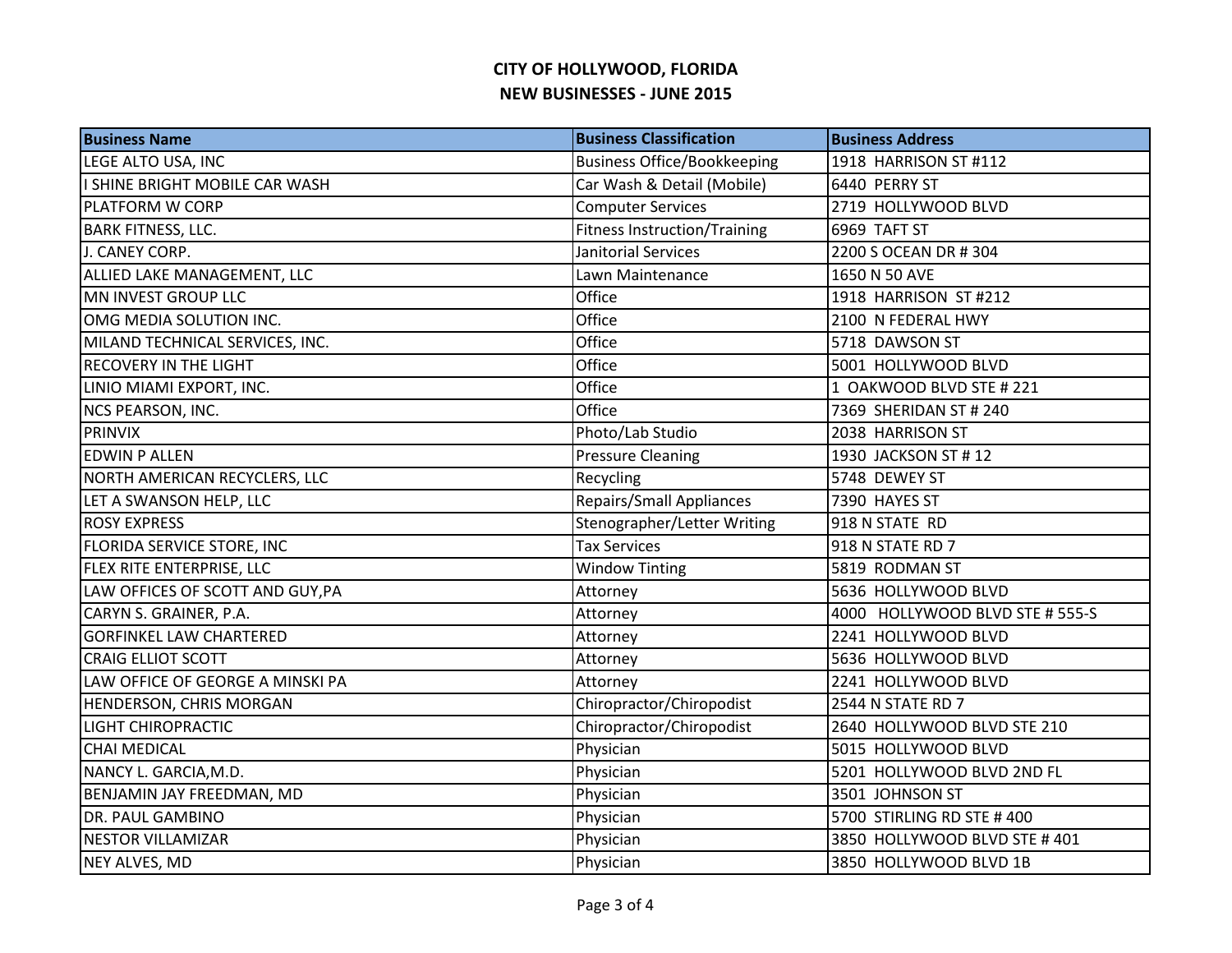# CITY OF HOLLYWOOD, FLORIDA
## NEW BUSINESSES - JUNE 2015

| Business Name | Business Classification | Business Address |
|---|---|---|
| LEGE ALTO USA, INC | Business Office/Bookkeeping | 1918 HARRISON ST #112 |
| I SHINE BRIGHT MOBILE CAR WASH | Car Wash & Detail (Mobile) | 6440 PERRY ST |
| PLATFORM W CORP | Computer Services | 2719 HOLLYWOOD BLVD |
| BARK FITNESS, LLC. | Fitness Instruction/Training | 6969 TAFT ST |
| J. CANEY CORP. | Janitorial Services | 2200 S OCEAN DR # 304 |
| ALLIED LAKE MANAGEMENT, LLC | Lawn Maintenance | 1650 N 50 AVE |
| MN INVEST GROUP LLC | Office | 1918 HARRISON ST #212 |
| OMG MEDIA SOLUTION INC. | Office | 2100 N FEDERAL HWY |
| MILAND TECHNICAL SERVICES, INC. | Office | 5718 DAWSON ST |
| RECOVERY IN THE LIGHT | Office | 5001 HOLLYWOOD BLVD |
| LINIO MIAMI EXPORT, INC. | Office | 1 OAKWOOD BLVD STE # 221 |
| NCS PEARSON, INC. | Office | 7369 SHERIDAN ST # 240 |
| PRINVIX | Photo/Lab Studio | 2038 HARRISON ST |
| EDWIN P ALLEN | Pressure Cleaning | 1930 JACKSON ST # 12 |
| NORTH AMERICAN RECYCLERS, LLC | Recycling | 5748 DEWEY ST |
| LET A SWANSON HELP, LLC | Repairs/Small Appliances | 7390 HAYES ST |
| ROSY EXPRESS | Stenographer/Letter Writing | 918 N STATE RD |
| FLORIDA SERVICE STORE, INC | Tax Services | 918 N STATE RD 7 |
| FLEX RITE ENTERPRISE, LLC | Window Tinting | 5819 RODMAN ST |
| LAW OFFICES OF SCOTT AND GUY,PA | Attorney | 5636 HOLLYWOOD BLVD |
| CARYN S. GRAINER, P.A. | Attorney | 4000 HOLLYWOOD BLVD STE # 555-S |
| GORFINKEL LAW CHARTERED | Attorney | 2241 HOLLYWOOD BLVD |
| CRAIG ELLIOT SCOTT | Attorney | 5636 HOLLYWOOD BLVD |
| LAW OFFICE OF GEORGE A MINSKI PA | Attorney | 2241 HOLLYWOOD BLVD |
| HENDERSON, CHRIS MORGAN | Chiropractor/Chiropodist | 2544 N STATE RD 7 |
| LIGHT CHIROPRACTIC | Chiropractor/Chiropodist | 2640 HOLLYWOOD BLVD STE 210 |
| CHAI MEDICAL | Physician | 5015 HOLLYWOOD BLVD |
| NANCY L. GARCIA,M.D. | Physician | 5201 HOLLYWOOD BLVD 2ND FL |
| BENJAMIN JAY FREEDMAN, MD | Physician | 3501 JOHNSON ST |
| DR. PAUL GAMBINO | Physician | 5700 STIRLING RD STE # 400 |
| NESTOR VILLAMIZAR | Physician | 3850 HOLLYWOOD BLVD STE # 401 |
| NEY ALVES, MD | Physician | 3850 HOLLYWOOD BLVD 1B |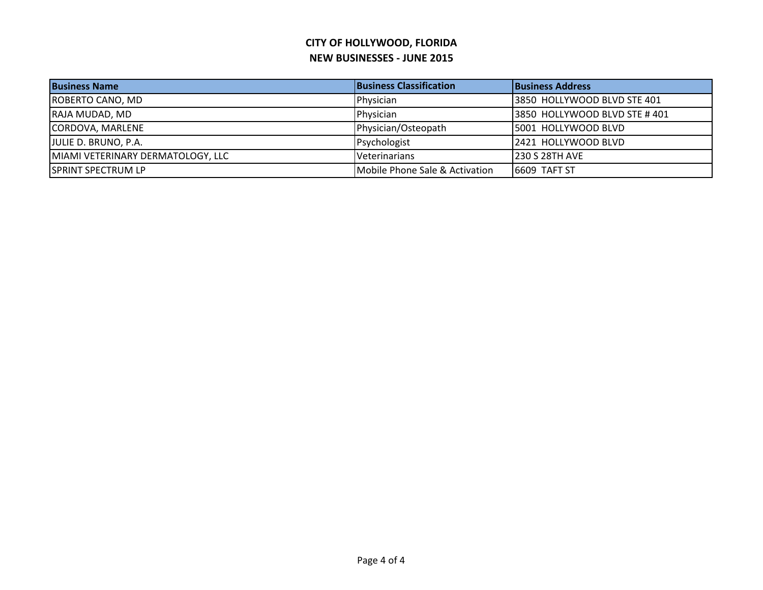## CITY OF HOLLYWOOD, FLORIDA
## NEW BUSINESSES - JUNE 2015

| Business Name | Business Classification | Business Address |
|---|---|---|
| ROBERTO CANO, MD | Physician | 3850 HOLLYWOOD BLVD STE 401 |
| RAJA MUDAD, MD | Physician | 3850 HOLLYWOOD BLVD STE # 401 |
| CORDOVA, MARLENE | Physician/Osteopath | 5001 HOLLYWOOD BLVD |
| JULIE D. BRUNO, P.A. | Psychologist | 2421 HOLLYWOOD BLVD |
| MIAMI VETERINARY DERMATOLOGY, LLC | Veterinarians | 230 S 28TH AVE |
| SPRINT SPECTRUM LP | Mobile Phone Sale & Activation | 6609 TAFT ST |